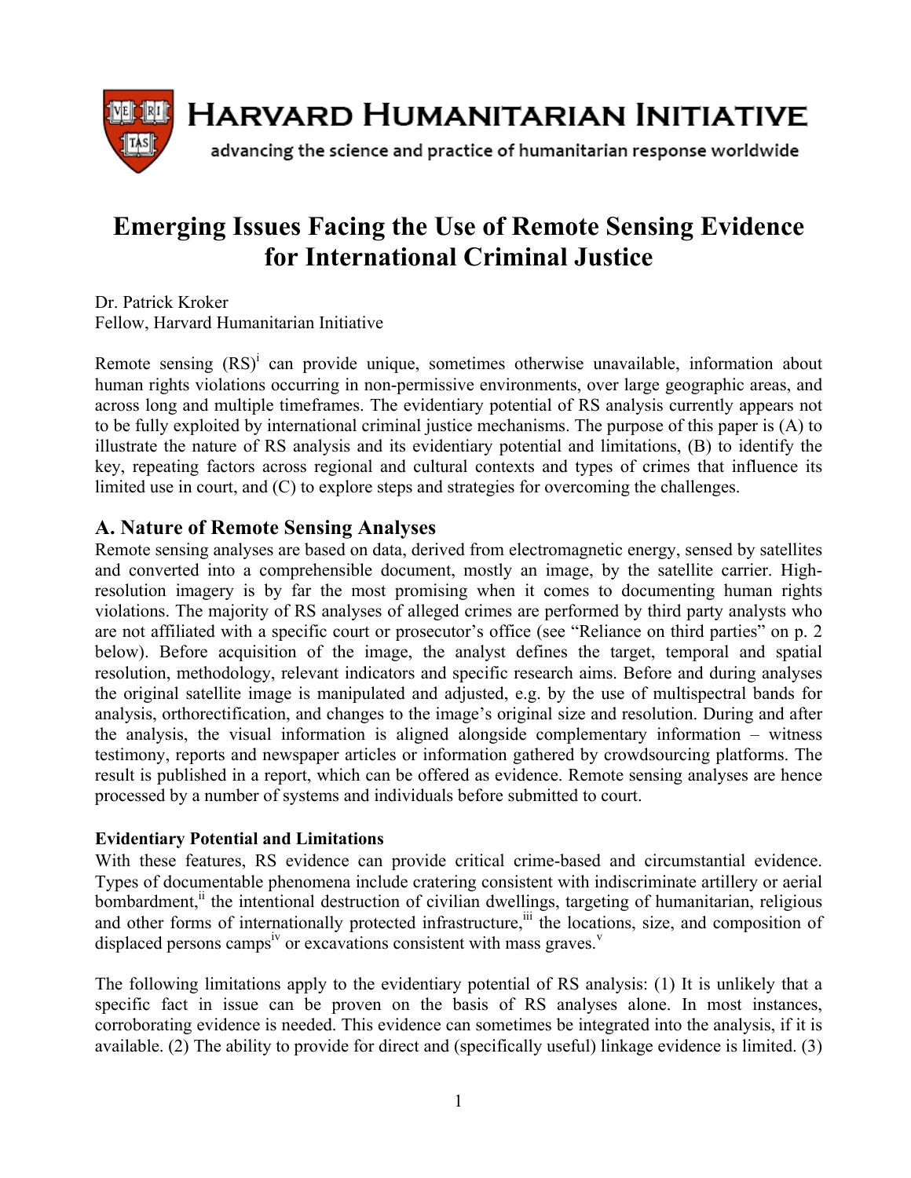**HARVARD HUMANITARIAN INITIATIVE**

advancing the science and practice of humanitarian response worldwide

# Emerging Issues Facing the Use of Remote Sensing Evidence for International Criminal Justice

Dr. Patrick Kroker
Fellow, Harvard Humanitarian Initiative

Remote sensing (RS)[i] can provide unique, sometimes otherwise unavailable, information about human rights violations occurring in non-permissive environments, over large geographic areas, and across long and multiple timeframes. The evidentiary potential of RS analysis currently appears not to be fully exploited by international criminal justice mechanisms. The purpose of this paper is (A) to illustrate the nature of RS analysis and its evidentiary potential and limitations, (B) to identify the key, repeating factors across regional and cultural contexts and types of crimes that influence its limited use in court, and (C) to explore steps and strategies for overcoming the challenges.

## A. Nature of Remote Sensing Analyses

Remote sensing analyses are based on data, derived from electromagnetic energy, sensed by satellites and converted into a comprehensible document, mostly an image, by the satellite carrier. High-resolution imagery is by far the most promising when it comes to documenting human rights violations. The majority of RS analyses of alleged crimes are performed by third party analysts who are not affiliated with a specific court or prosecutor's office (see "Reliance on third parties" on p. 2 below). Before acquisition of the image, the analyst defines the target, temporal and spatial resolution, methodology, relevant indicators and specific research aims. Before and during analyses the original satellite image is manipulated and adjusted, e.g. by the use of multispectral bands for analysis, orthorectification, and changes to the image's original size and resolution. During and after the analysis, the visual information is aligned alongside complementary information – witness testimony, reports and newspaper articles or information gathered by crowdsourcing platforms. The result is published in a report, which can be offered as evidence. Remote sensing analyses are hence processed by a number of systems and individuals before submitted to court.

### Evidentiary Potential and Limitations

With these features, RS evidence can provide critical crime-based and circumstantial evidence. Types of documentable phenomena include cratering consistent with indiscriminate artillery or aerial bombardment,[ii] the intentional destruction of civilian dwellings, targeting of humanitarian, religious and other forms of internationally protected infrastructure,[iii] the locations, size, and composition of displaced persons camps[iv] or excavations consistent with mass graves.[v]

The following limitations apply to the evidentiary potential of RS analysis: (1) It is unlikely that a specific fact in issue can be proven on the basis of RS analyses alone. In most instances, corroborating evidence is needed. This evidence can sometimes be integrated into the analysis, if it is available. (2) The ability to provide for direct and (specifically useful) linkage evidence is limited. (3)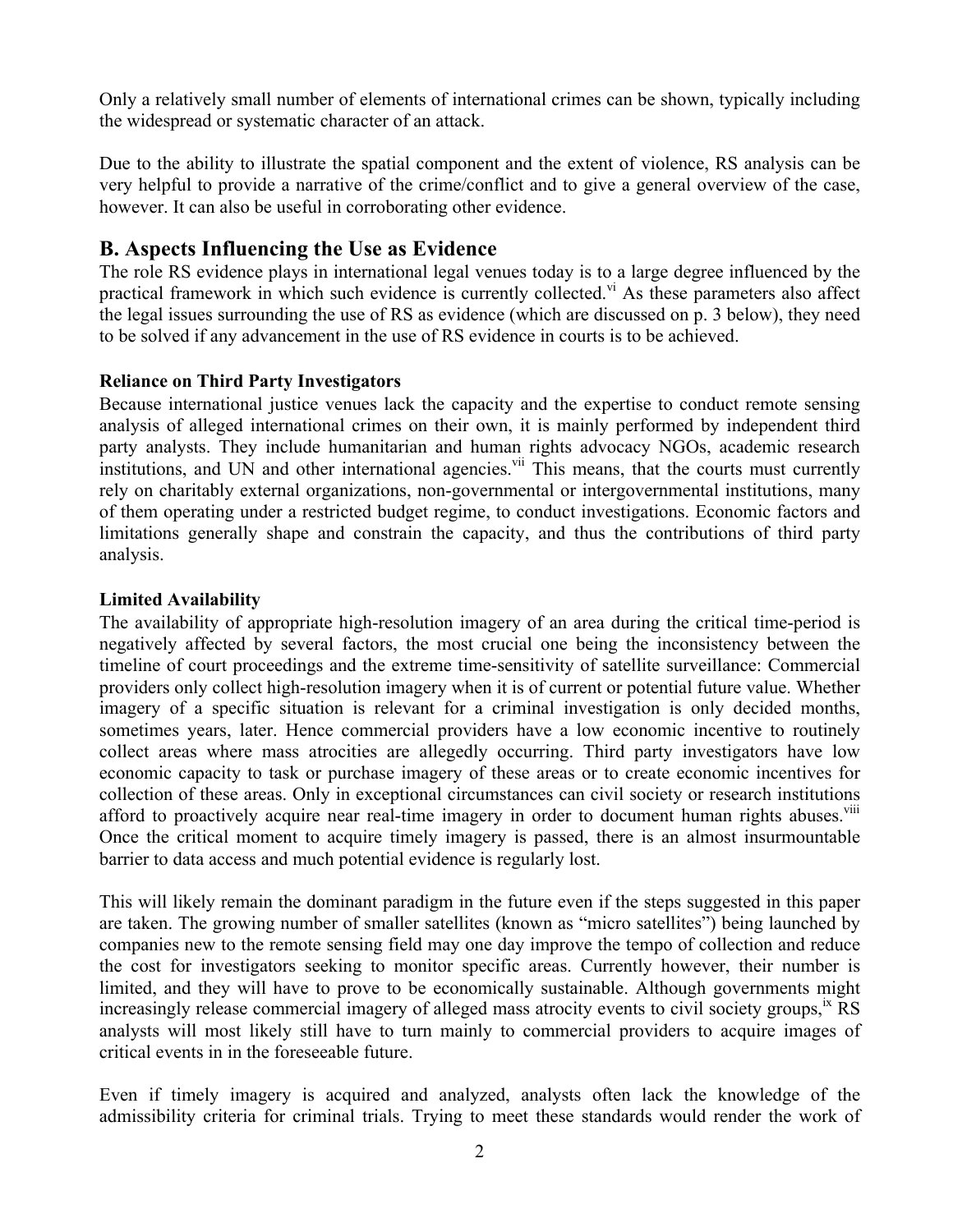Only a relatively small number of elements of international crimes can be shown, typically including the widespread or systematic character of an attack.

Due to the ability to illustrate the spatial component and the extent of violence, RS analysis can be very helpful to provide a narrative of the crime/conflict and to give a general overview of the case, however. It can also be useful in corroborating other evidence.

## B. Aspects Influencing the Use as Evidence

The role RS evidence plays in international legal venues today is to a large degree influenced by the practical framework in which such evidence is currently collected.[vi] As these parameters also affect the legal issues surrounding the use of RS as evidence (which are discussed on p. 3 below), they need to be solved if any advancement in the use of RS evidence in courts is to be achieved.

**Reliance on Third Party Investigators**

Because international justice venues lack the capacity and the expertise to conduct remote sensing analysis of alleged international crimes on their own, it is mainly performed by independent third party analysts. They include humanitarian and human rights advocacy NGOs, academic research institutions, and UN and other international agencies.[vii] This means, that the courts must currently rely on charitably external organizations, non-governmental or intergovernmental institutions, many of them operating under a restricted budget regime, to conduct investigations. Economic factors and limitations generally shape and constrain the capacity, and thus the contributions of third party analysis.

**Limited Availability**

The availability of appropriate high-resolution imagery of an area during the critical time-period is negatively affected by several factors, the most crucial one being the inconsistency between the timeline of court proceedings and the extreme time-sensitivity of satellite surveillance: Commercial providers only collect high-resolution imagery when it is of current or potential future value. Whether imagery of a specific situation is relevant for a criminal investigation is only decided months, sometimes years, later. Hence commercial providers have a low economic incentive to routinely collect areas where mass atrocities are allegedly occurring. Third party investigators have low economic capacity to task or purchase imagery of these areas or to create economic incentives for collection of these areas. Only in exceptional circumstances can civil society or research institutions afford to proactively acquire near real-time imagery in order to document human rights abuses.[viii] Once the critical moment to acquire timely imagery is passed, there is an almost insurmountable barrier to data access and much potential evidence is regularly lost.

This will likely remain the dominant paradigm in the future even if the steps suggested in this paper are taken. The growing number of smaller satellites (known as "micro satellites") being launched by companies new to the remote sensing field may one day improve the tempo of collection and reduce the cost for investigators seeking to monitor specific areas. Currently however, their number is limited, and they will have to prove to be economically sustainable. Although governments might increasingly release commercial imagery of alleged mass atrocity events to civil society groups,[ix] RS analysts will most likely still have to turn mainly to commercial providers to acquire images of critical events in in the foreseeable future.

Even if timely imagery is acquired and analyzed, analysts often lack the knowledge of the admissibility criteria for criminal trials. Trying to meet these standards would render the work of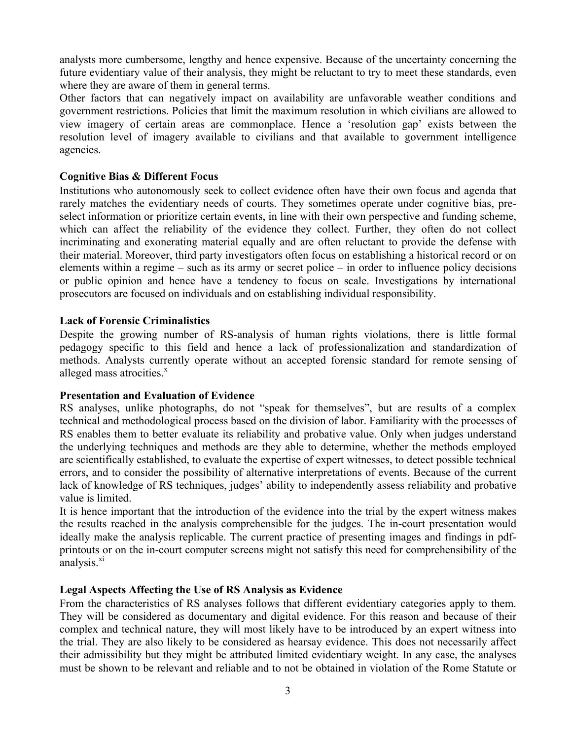analysts more cumbersome, lengthy and hence expensive. Because of the uncertainty concerning the future evidentiary value of their analysis, they might be reluctant to try to meet these standards, even where they are aware of them in general terms.

Other factors that can negatively impact on availability are unfavorable weather conditions and government restrictions. Policies that limit the maximum resolution in which civilians are allowed to view imagery of certain areas are commonplace. Hence a 'resolution gap' exists between the resolution level of imagery available to civilians and that available to government intelligence agencies.

**Cognitive Bias & Different Focus**

Institutions who autonomously seek to collect evidence often have their own focus and agenda that rarely matches the evidentiary needs of courts. They sometimes operate under cognitive bias, pre-select information or prioritize certain events, in line with their own perspective and funding scheme, which can affect the reliability of the evidence they collect. Further, they often do not collect incriminating and exonerating material equally and are often reluctant to provide the defense with their material. Moreover, third party investigators often focus on establishing a historical record or on elements within a regime – such as its army or secret police – in order to influence policy decisions or public opinion and hence have a tendency to focus on scale. Investigations by international prosecutors are focused on individuals and on establishing individual responsibility.

**Lack of Forensic Criminalistics**

Despite the growing number of RS-analysis of human rights violations, there is little formal pedagogy specific to this field and hence a lack of professionalization and standardization of methods. Analysts currently operate without an accepted forensic standard for remote sensing of alleged mass atrocities.[x]

**Presentation and Evaluation of Evidence**

RS analyses, unlike photographs, do not "speak for themselves", but are results of a complex technical and methodological process based on the division of labor. Familiarity with the processes of RS enables them to better evaluate its reliability and probative value. Only when judges understand the underlying techniques and methods are they able to determine, whether the methods employed are scientifically established, to evaluate the expertise of expert witnesses, to detect possible technical errors, and to consider the possibility of alternative interpretations of events. Because of the current lack of knowledge of RS techniques, judges' ability to independently assess reliability and probative value is limited.

It is hence important that the introduction of the evidence into the trial by the expert witness makes the results reached in the analysis comprehensible for the judges. The in-court presentation would ideally make the analysis replicable. The current practice of presenting images and findings in pdf-printouts or on the in-court computer screens might not satisfy this need for comprehensibility of the analysis.[xi]

**Legal Aspects Affecting the Use of RS Analysis as Evidence**

From the characteristics of RS analyses follows that different evidentiary categories apply to them. They will be considered as documentary and digital evidence. For this reason and because of their complex and technical nature, they will most likely have to be introduced by an expert witness into the trial. They are also likely to be considered as hearsay evidence. This does not necessarily affect their admissibility but they might be attributed limited evidentiary weight. In any case, the analyses must be shown to be relevant and reliable and to not be obtained in violation of the Rome Statute or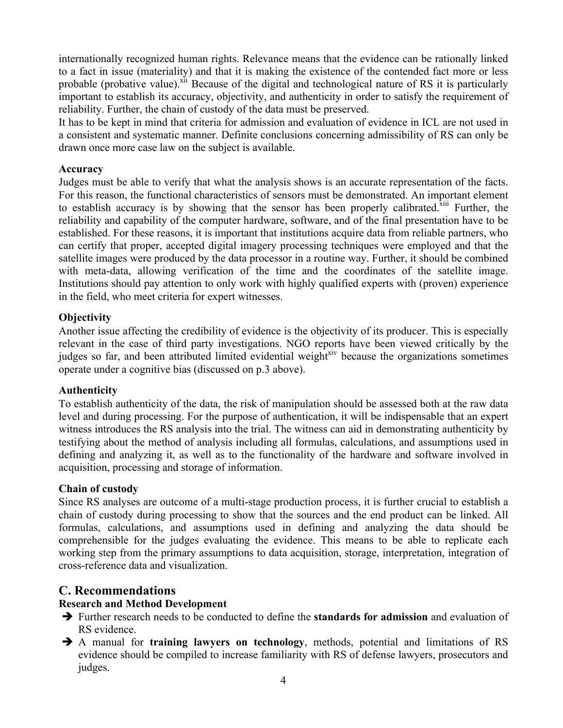internationally recognized human rights. Relevance means that the evidence can be rationally linked to a fact in issue (materiality) and that it is making the existence of the contended fact more or less probable (probative value).[xii] Because of the digital and technological nature of RS it is particularly important to establish its accuracy, objectivity, and authenticity in order to satisfy the requirement of reliability. Further, the chain of custody of the data must be preserved.

It has to be kept in mind that criteria for admission and evaluation of evidence in ICL are not used in a consistent and systematic manner. Definite conclusions concerning admissibility of RS can only be drawn once more case law on the subject is available.

**Accuracy**

Judges must be able to verify that what the analysis shows is an accurate representation of the facts. For this reason, the functional characteristics of sensors must be demonstrated. An important element to establish accuracy is by showing that the sensor has been properly calibrated.[xiii] Further, the reliability and capability of the computer hardware, software, and of the final presentation have to be established. For these reasons, it is important that institutions acquire data from reliable partners, who can certify that proper, accepted digital imagery processing techniques were employed and that the satellite images were produced by the data processor in a routine way. Further, it should be combined with meta-data, allowing verification of the time and the coordinates of the satellite image. Institutions should pay attention to only work with highly qualified experts with (proven) experience in the field, who meet criteria for expert witnesses.

**Objectivity**

Another issue affecting the credibility of evidence is the objectivity of its producer. This is especially relevant in the case of third party investigations. NGO reports have been viewed critically by the judges so far, and been attributed limited evidential weight[xiv] because the organizations sometimes operate under a cognitive bias (discussed on p.3 above).

**Authenticity**

To establish authenticity of the data, the risk of manipulation should be assessed both at the raw data level and during processing. For the purpose of authentication, it will be indispensable that an expert witness introduces the RS analysis into the trial. The witness can aid in demonstrating authenticity by testifying about the method of analysis including all formulas, calculations, and assumptions used in defining and analyzing it, as well as to the functionality of the hardware and software involved in acquisition, processing and storage of information.

**Chain of custody**

Since RS analyses are outcome of a multi-stage production process, it is further crucial to establish a chain of custody during processing to show that the sources and the end product can be linked. All formulas, calculations, and assumptions used in defining and analyzing the data should be comprehensible for the judges evaluating the evidence. This means to be able to replicate each working step from the primary assumptions to data acquisition, storage, interpretation, integration of cross-reference data and visualization.

## C. Recommendations

**Research and Method Development**

- ➔ Further research needs to be conducted to define the **standards for admission** and evaluation of RS evidence.
- ➔ A manual for **training lawyers on technology**, methods, potential and limitations of RS evidence should be compiled to increase familiarity with RS of defense lawyers, prosecutors and judges.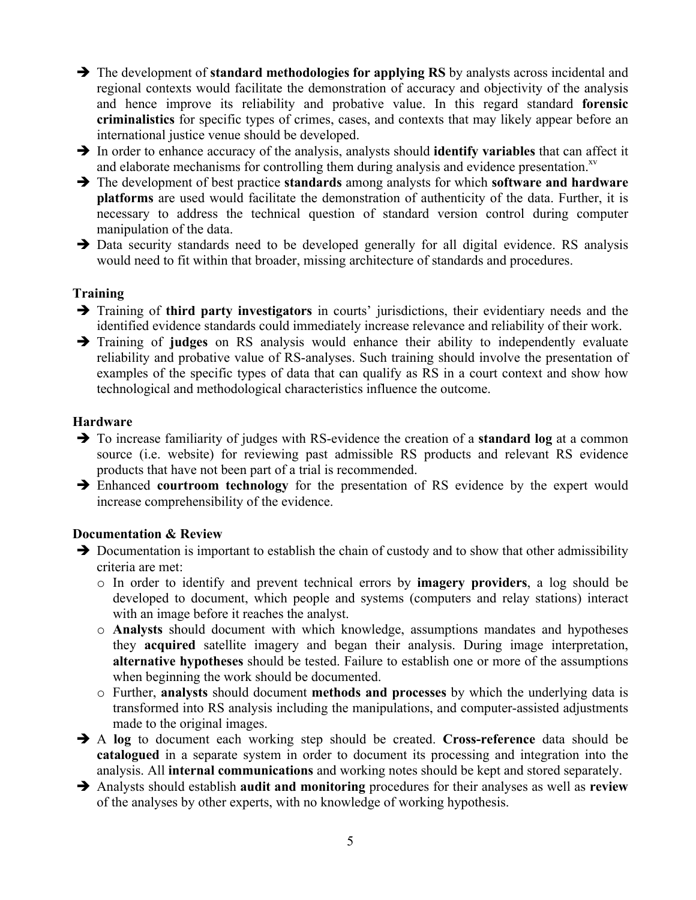- ➔ The development of **standard methodologies for applying RS** by analysts across incidental and regional contexts would facilitate the demonstration of accuracy and objectivity of the analysis and hence improve its reliability and probative value. In this regard standard **forensic criminalistics** for specific types of crimes, cases, and contexts that may likely appear before an international justice venue should be developed.
- ➔ In order to enhance accuracy of the analysis, analysts should **identify variables** that can affect it and elaborate mechanisms for controlling them during analysis and evidence presentation.[xv]
- ➔ The development of best practice **standards** among analysts for which **software and hardware platforms** are used would facilitate the demonstration of authenticity of the data. Further, it is necessary to address the technical question of standard version control during computer manipulation of the data.
- ➔ Data security standards need to be developed generally for all digital evidence. RS analysis would need to fit within that broader, missing architecture of standards and procedures.

**Training**

- ➔ Training of **third party investigators** in courts' jurisdictions, their evidentiary needs and the identified evidence standards could immediately increase relevance and reliability of their work.
- ➔ Training of **judges** on RS analysis would enhance their ability to independently evaluate reliability and probative value of RS-analyses. Such training should involve the presentation of examples of the specific types of data that can qualify as RS in a court context and show how technological and methodological characteristics influence the outcome.

**Hardware**

- ➔ To increase familiarity of judges with RS-evidence the creation of a **standard log** at a common source (i.e. website) for reviewing past admissible RS products and relevant RS evidence products that have not been part of a trial is recommended.
- ➔ Enhanced **courtroom technology** for the presentation of RS evidence by the expert would increase comprehensibility of the evidence.

**Documentation & Review**

- ➔ Documentation is important to establish the chain of custody and to show that other admissibility criteria are met:
  - In order to identify and prevent technical errors by **imagery providers**, a log should be developed to document, which people and systems (computers and relay stations) interact with an image before it reaches the analyst.
  - **Analysts** should document with which knowledge, assumptions mandates and hypotheses they **acquired** satellite imagery and began their analysis. During image interpretation, **alternative hypotheses** should be tested. Failure to establish one or more of the assumptions when beginning the work should be documented.
  - Further, **analysts** should document **methods and processes** by which the underlying data is transformed into RS analysis including the manipulations, and computer-assisted adjustments made to the original images.
- ➔ A **log** to document each working step should be created. **Cross-reference** data should be **catalogued** in a separate system in order to document its processing and integration into the analysis. All **internal communications** and working notes should be kept and stored separately.
- ➔ Analysts should establish **audit and monitoring** procedures for their analyses as well as **review** of the analyses by other experts, with no knowledge of working hypothesis.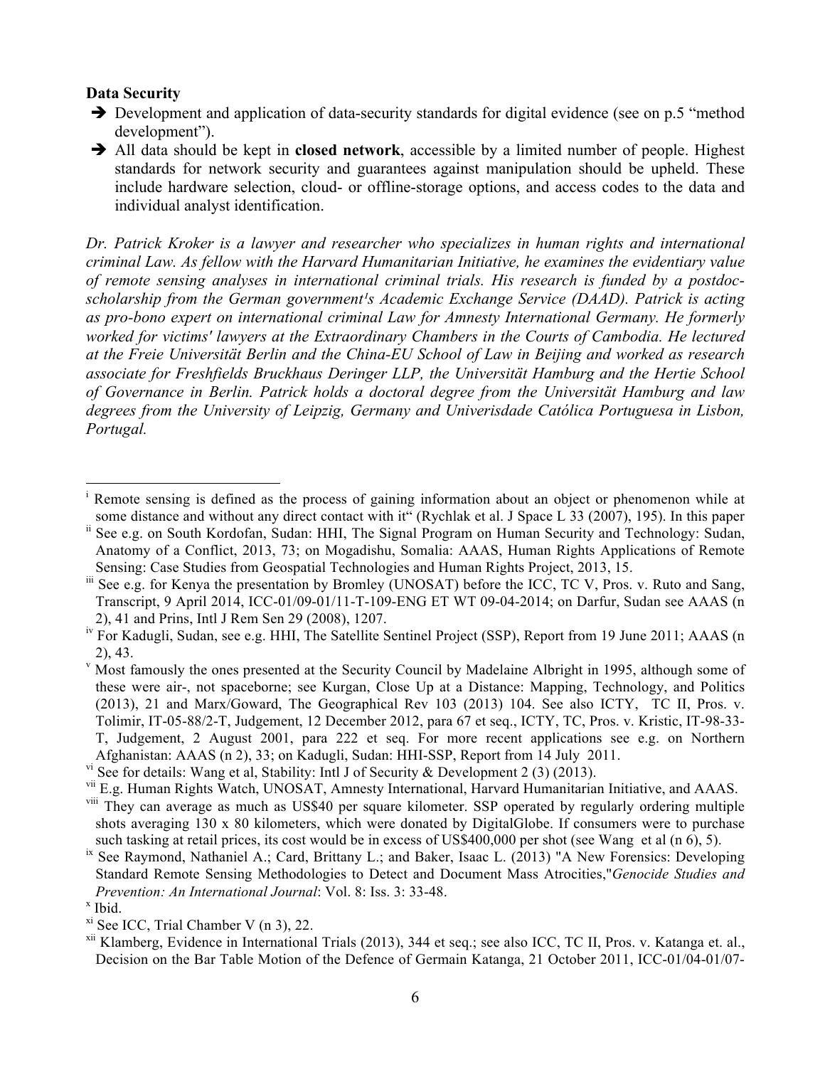**Data Security**

- ➔ Development and application of data-security standards for digital evidence (see on p.5 "method development").
- ➔ All data should be kept in **closed network**, accessible by a limited number of people. Highest standards for network security and guarantees against manipulation should be upheld. These include hardware selection, cloud- or offline-storage options, and access codes to the data and individual analyst identification.

*Dr. Patrick Kroker is a lawyer and researcher who specializes in human rights and international criminal Law. As fellow with the Harvard Humanitarian Initiative, he examines the evidentiary value of remote sensing analyses in international criminal trials. His research is funded by a postdoc-scholarship from the German government's Academic Exchange Service (DAAD). Patrick is acting as pro-bono expert on international criminal Law for Amnesty International Germany. He formerly worked for victims' lawyers at the Extraordinary Chambers in the Courts of Cambodia. He lectured at the Freie Universität Berlin and the China-EU School of Law in Beijing and worked as research associate for Freshfields Bruckhaus Deringer LLP, the Universität Hamburg and the Hertie School of Governance in Berlin. Patrick holds a doctoral degree from the Universität Hamburg and law degrees from the University of Leipzig, Germany and Univerisdade Católica Portuguesa in Lisbon, Portugal.*

---

[i] Remote sensing is defined as the process of gaining information about an object or phenomenon while at some distance and without any direct contact with it" (Rychlak et al. J Space L 33 (2007), 195). In this paper

[ii] See e.g. on South Kordofan, Sudan: HHI, The Signal Program on Human Security and Technology: Sudan, Anatomy of a Conflict, 2013, 73; on Mogadishu, Somalia: AAAS, Human Rights Applications of Remote Sensing: Case Studies from Geospatial Technologies and Human Rights Project, 2013, 15.

[iii] See e.g. for Kenya the presentation by Bromley (UNOSAT) before the ICC, TC V, Pros. v. Ruto and Sang, Transcript, 9 April 2014, ICC-01/09-01/11-T-109-ENG ET WT 09-04-2014; on Darfur, Sudan see AAAS (n 2), 41 and Prins, Intl J Rem Sen 29 (2008), 1207.

[iv] For Kadugli, Sudan, see e.g. HHI, The Satellite Sentinel Project (SSP), Report from 19 June 2011; AAAS (n 2), 43.

[v] Most famously the ones presented at the Security Council by Madelaine Albright in 1995, although some of these were air-, not spaceborne; see Kurgan, Close Up at a Distance: Mapping, Technology, and Politics (2013), 21 and Marx/Goward, The Geographical Rev 103 (2013) 104. See also ICTY, TC II, Pros. v. Tolimir, IT-05-88/2-T, Judgement, 12 December 2012, para 67 et seq., ICTY, TC, Pros. v. Kristic, IT-98-33-T, Judgement, 2 August 2001, para 222 et seq. For more recent applications see e.g. on Northern Afghanistan: AAAS (n 2), 33; on Kadugli, Sudan: HHI-SSP, Report from 14 July 2011.

[vi] See for details: Wang et al, Stability: Intl J of Security & Development 2 (3) (2013).

[vii] E.g. Human Rights Watch, UNOSAT, Amnesty International, Harvard Humanitarian Initiative, and AAAS.

[viii] They can average as much as US$40 per square kilometer. SSP operated by regularly ordering multiple shots averaging 130 x 80 kilometers, which were donated by DigitalGlobe. If consumers were to purchase such tasking at retail prices, its cost would be in excess of US$400,000 per shot (see Wang et al (n 6), 5).

[ix] See Raymond, Nathaniel A.; Card, Brittany L.; and Baker, Isaac L. (2013) "A New Forensics: Developing Standard Remote Sensing Methodologies to Detect and Document Mass Atrocities,"*Genocide Studies and Prevention: An International Journal*: Vol. 8: Iss. 3: 33-48.

[x] Ibid.

[xi] See ICC, Trial Chamber V (n 3), 22.

[xii] Klamberg, Evidence in International Trials (2013), 344 et seq.; see also ICC, TC II, Pros. v. Katanga et. al., Decision on the Bar Table Motion of the Defence of Germain Katanga, 21 October 2011, ICC-01/04-01/07-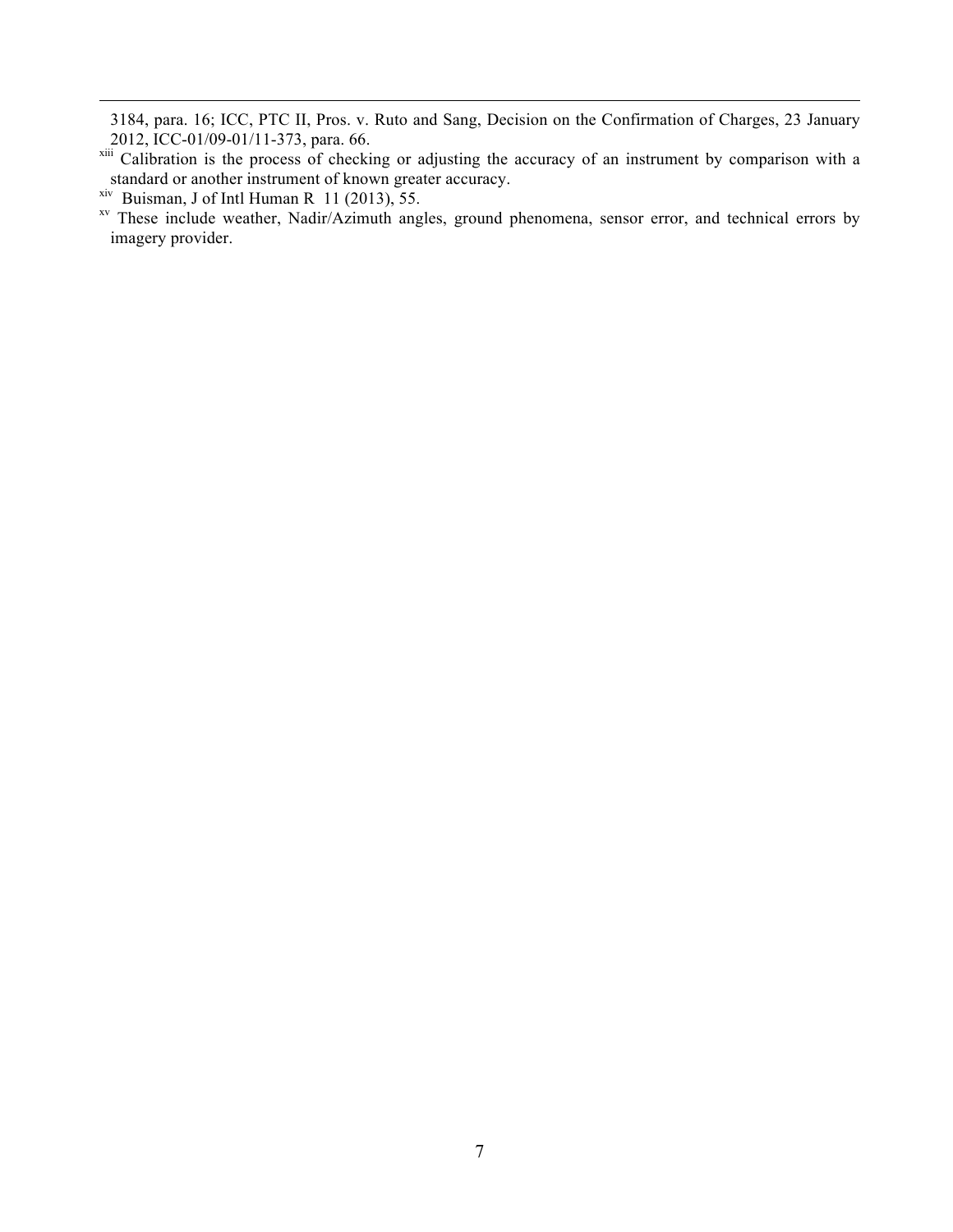3184, para. 16; ICC, PTC II, Pros. v. Ruto and Sang, Decision on the Confirmation of Charges, 23 January 2012, ICC-01/09-01/11-373, para. 66.

[xiii] Calibration is the process of checking or adjusting the accuracy of an instrument by comparison with a standard or another instrument of known greater accuracy.

[xiv] Buisman, J of Intl Human R 11 (2013), 55.

[xv] These include weather, Nadir/Azimuth angles, ground phenomena, sensor error, and technical errors by imagery provider.